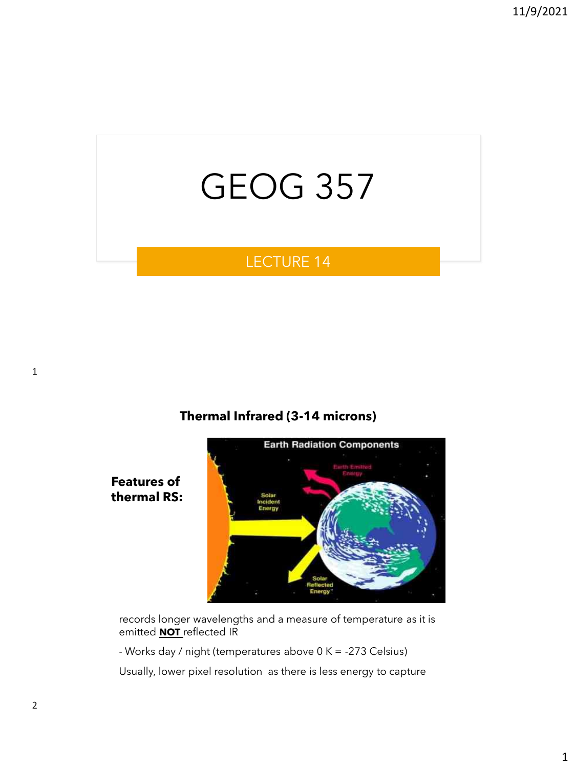# GEOG 357

## LECTURE 14

### Thermal Infrared (3-14 microns)

**Features of thermal RS:**

records longer wavelengths and a measure of temperature as it is emitted **NOT** reflected IR

- Works day / night (temperatures above 0 K = -273 Celsius)

Usually, lower pixel resolution as there is less energy to capture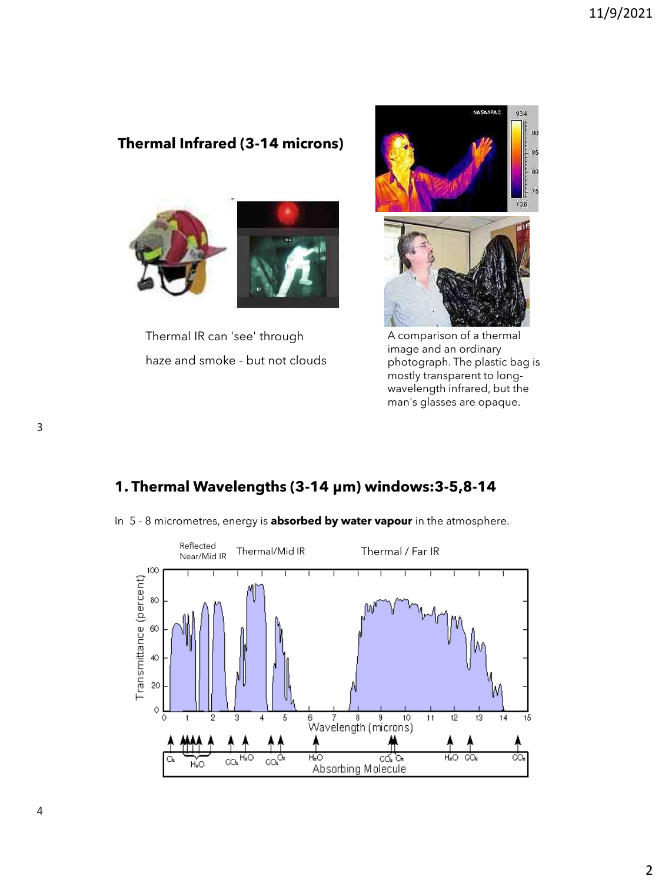## Thermal Infrared (3-14 microns)

Thermal IR can 'see' through haze and smoke - but not clouds

A comparison of a thermal image and an ordinary photograph. The plastic bag is mostly transparent to long-wavelength infrared, but the man's glasses are opaque.

## 1. Thermal Wavelengths (3-14 μm) windows:3-5,8-14

In 5 - 8 micrometres, energy is **absorbed by water vapour** in the atmosphere.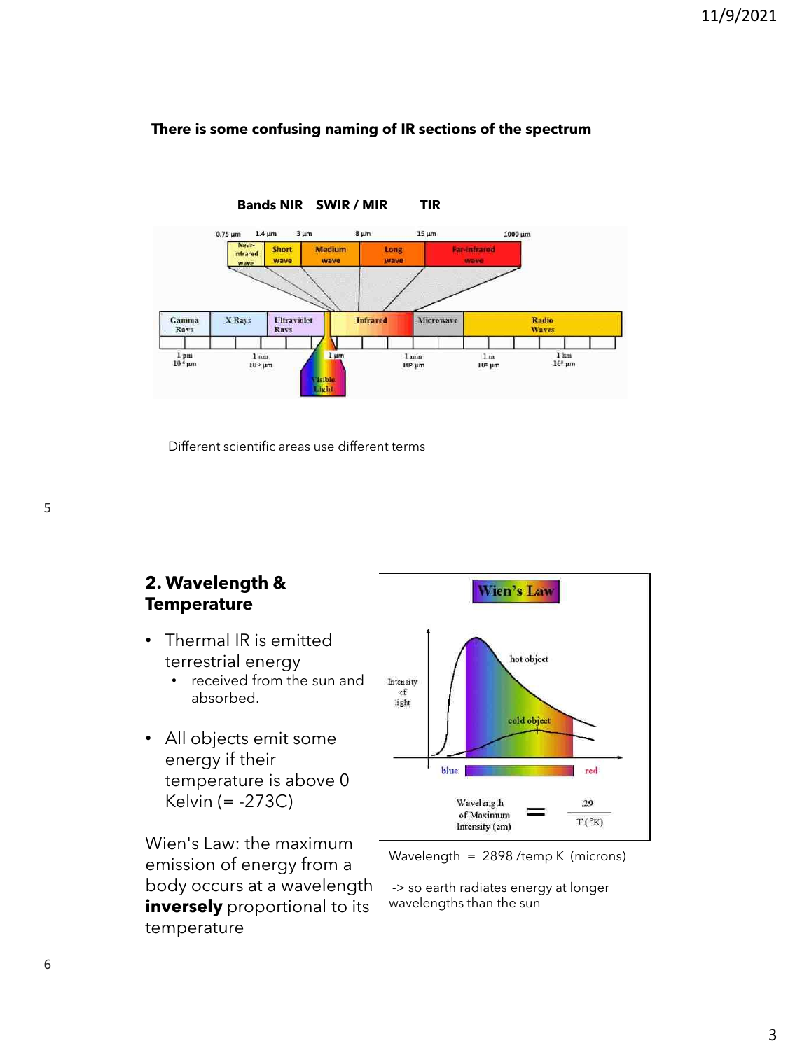**There is some confusing naming of IR sections of the spectrum**

**Bands NIR SWIR / MIR TIR**

Different scientific areas use different terms

## 2. Wavelength & Temperature

- Thermal IR is emitted terrestrial energy
  - received from the sun and absorbed.
- All objects emit some energy if their temperature is above 0 Kelvin (= -273C)

Wien's Law: the maximum emission of energy from a body occurs at a wavelength **inversely** proportional to its temperature

Wavelength = 2898 /temp K (microns)

-> so earth radiates energy at longer wavelengths than the sun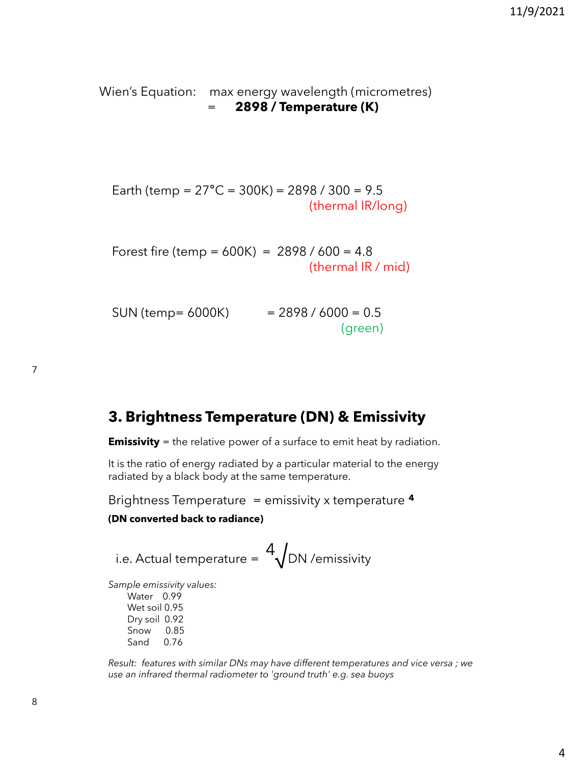Wien's Equation: max energy wavelength (micrometres)
= **2898 / Temperature (K)**

Earth (temp = 27°C = 300K) = 2898 / 300 = 9.5
(thermal IR/long)

Forest fire (temp = 600K) = 2898 / 600 = 4.8
(thermal IR / mid)

SUN (temp= 6000K) = 2898 / 6000 = 0.5
(green)

## 3. Brightness Temperature (DN) & Emissivity

**Emissivity** = the relative power of a surface to emit heat by radiation.

It is the ratio of energy radiated by a particular material to the energy radiated by a black body at the same temperature.

Brightness Temperature = emissivity x temperature $^{4}$

**(DN converted back to radiance)**

i.e. Actual temperature = $\sqrt[4]{\text{DN / emissivity}}$

*Sample emissivity values:*

| Material | Emissivity |
| --- | --- |
| Water | 0.99 |
| Wet soil | 0.95 |
| Dry soil | 0.92 |
| Snow | 0.85 |
| Sand | 0.76 |

*Result: features with similar DNs may have different temperatures and vice versa ; we use an infrared thermal radiometer to 'ground truth' e.g. sea buoys*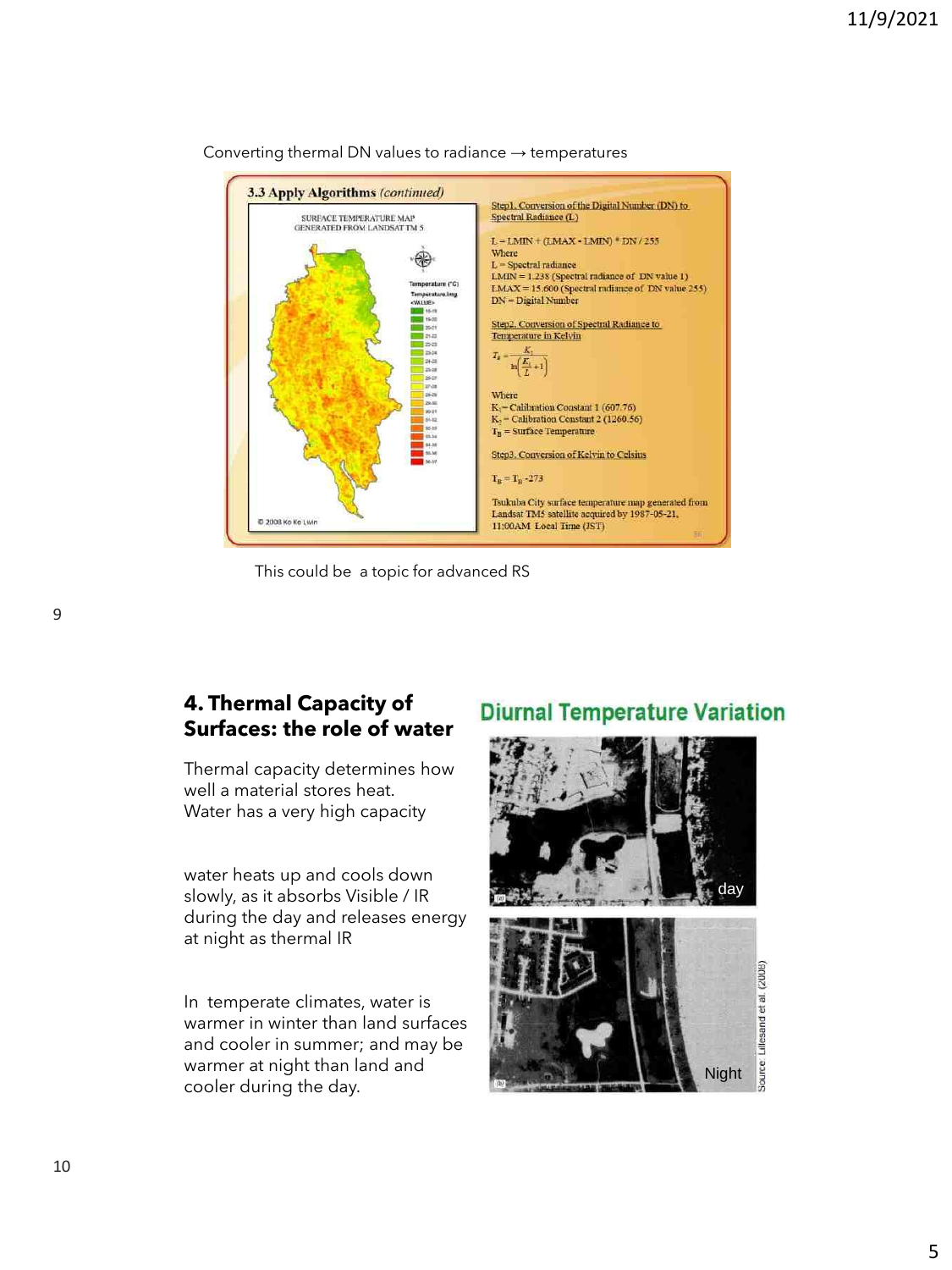Converting thermal DN values to radiance → temperatures

## 3.3 Apply Algorithms *(continued)*

SURFACE TEMPERATURE MAP GENERATED FROM LANDSAT TM 5

Step1. Conversion of the Digital Number (DN) to Spectral Radiance (L)

L = LMIN + (LMAX - LMIN) * DN / 255

Where

L = Spectral radiance

LMIN = 1.238 (Spectral radiance of DN value 1)

LMAX = 15.600 (Spectral radiance of DN value 255)

DN = Digital Number

Step2. Conversion of Spectral Radiance to Temperature in Kelvin

$$T_B = \frac{K_2}{\ln\left(\frac{K_1}{L} + 1\right)}$$

Where

$K_1$ = Calibration Constant 1 (607.76)

$K_2$ = Calibration Constant 2 (1260.56)

$T_B$ = Surface Temperature

Step3. Conversion of Kelvin to Celsius

$T_B = T_B - 273$

Tsukuba City surface temperature map generated from Landsat TM5 satellite acquired by 1987-05-21, 11:00AM Local Time (JST)

© 2008 Ko Ko Lwin

This could be a topic for advanced RS

## 4. Thermal Capacity of Surfaces: the role of water

Thermal capacity determines how well a material stores heat.
Water has a very high capacity

water heats up and cools down slowly, as it absorbs Visible / IR during the day and releases energy at night as thermal IR

In temperate climates, water is warmer in winter than land surfaces and cooler in summer; and may be warmer at night than land and cooler during the day.

### Diurnal Temperature Variation

day

Night

Source: Lillesand et al. (2008)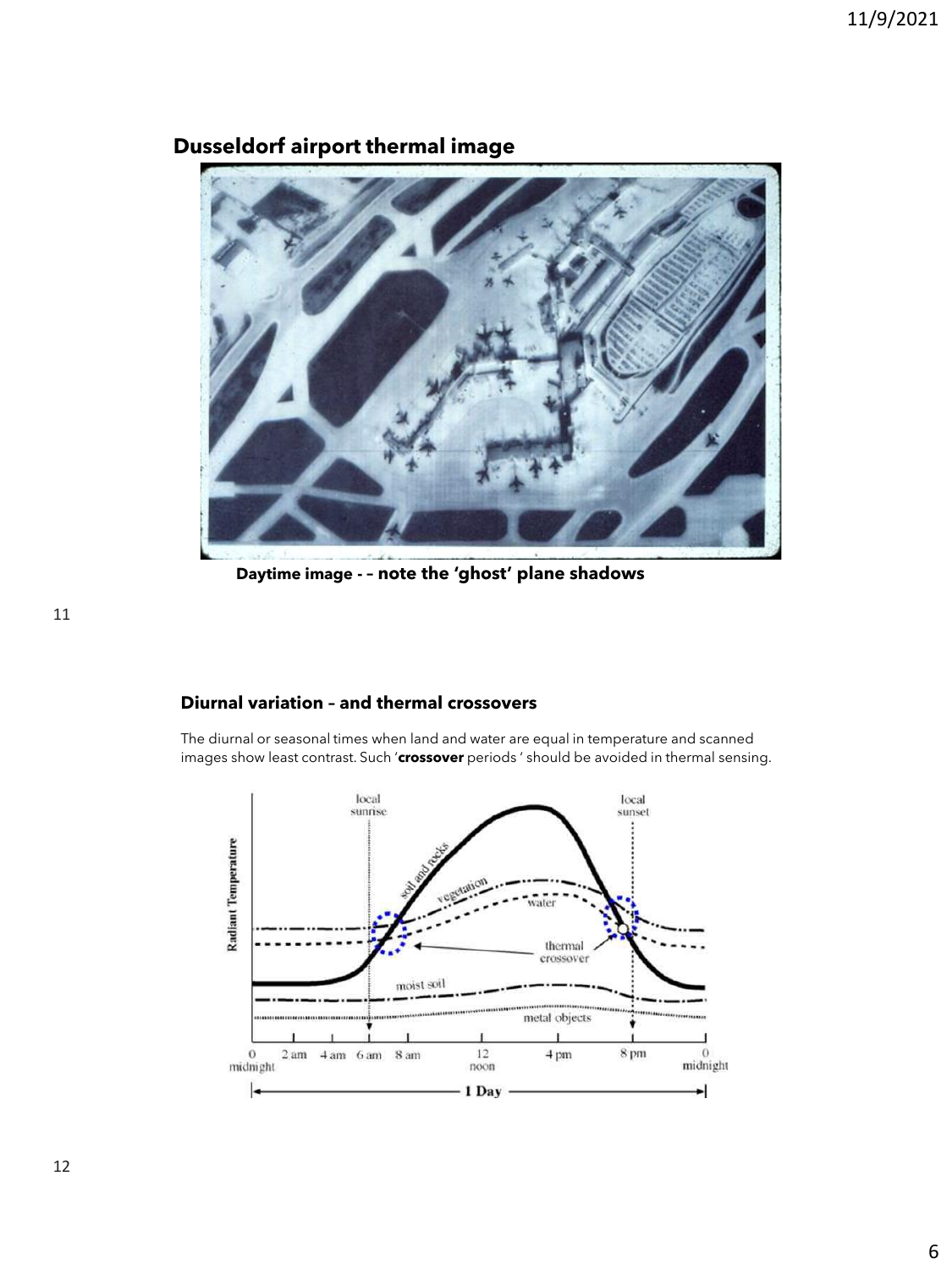## Dusseldorf airport thermal image

Daytime image - – note the 'ghost' plane shadows

## Diurnal variation – and thermal crossovers

The diurnal or seasonal times when land and water are equal in temperature and scanned images show least contrast. Such '**crossover** periods ' should be avoided in thermal sensing.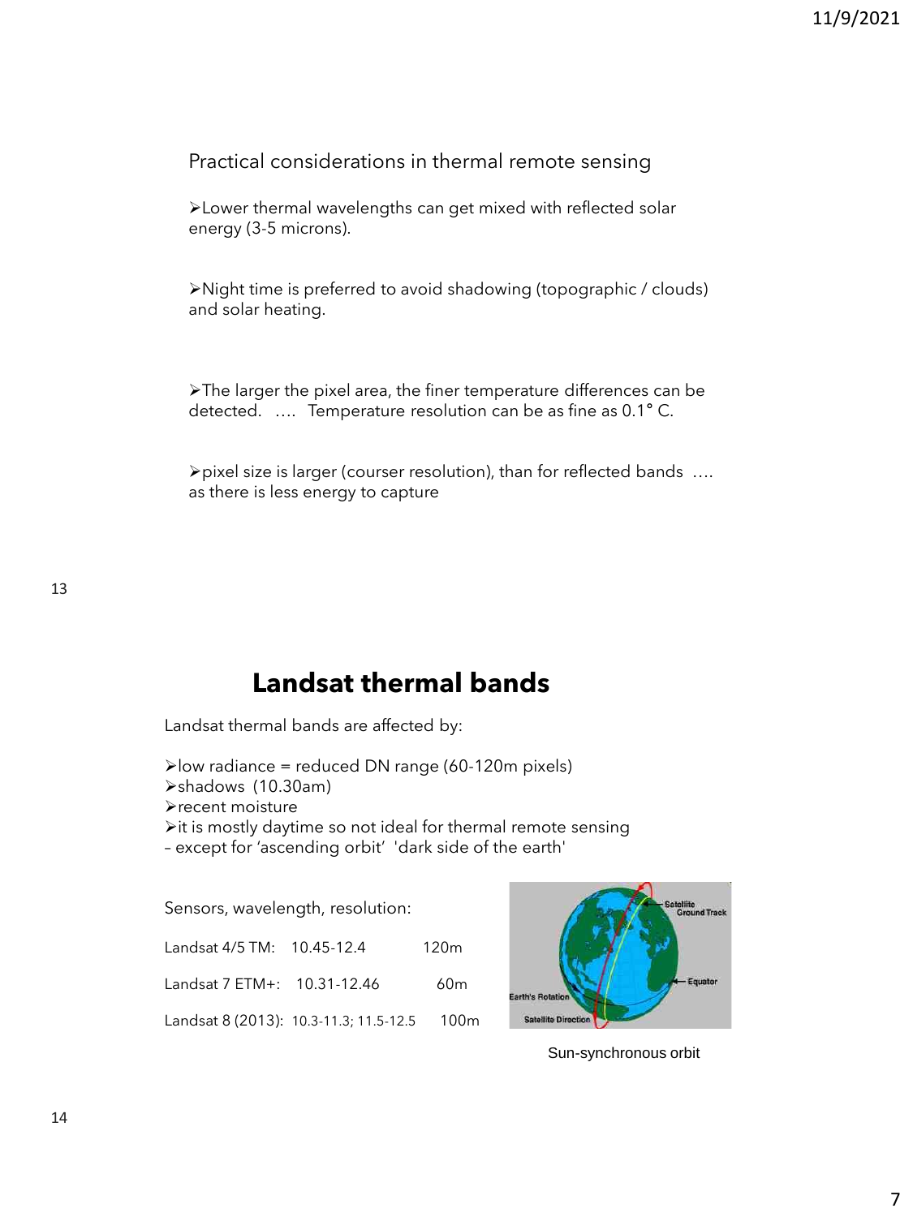## Practical considerations in thermal remote sensing

- Lower thermal wavelengths can get mixed with reflected solar energy (3-5 microns).

- Night time is preferred to avoid shadowing (topographic / clouds) and solar heating.

- The larger the pixel area, the finer temperature differences can be detected. …. Temperature resolution can be as fine as 0.1° C.

- pixel size is larger (courser resolution), than for reflected bands …. as there is less energy to capture

## Landsat thermal bands

Landsat thermal bands are affected by:

- low radiance = reduced DN range (60-120m pixels)
- shadows (10.30am)
- recent moisture
- it is mostly daytime so not ideal for thermal remote sensing

– except for 'ascending orbit' 'dark side of the earth'

Sensors, wavelength, resolution:

| Sensor | Wavelength | Resolution |
| --- | --- | --- |
| Landsat 4/5 TM: | 10.45-12.4 | 120m |
| Landsat 7 ETM+: | 10.31-12.46 | 60m |
| Landsat 8 (2013): | 10.3-11.3; 11.5-12.5 | 100m |

Sun-synchronous orbit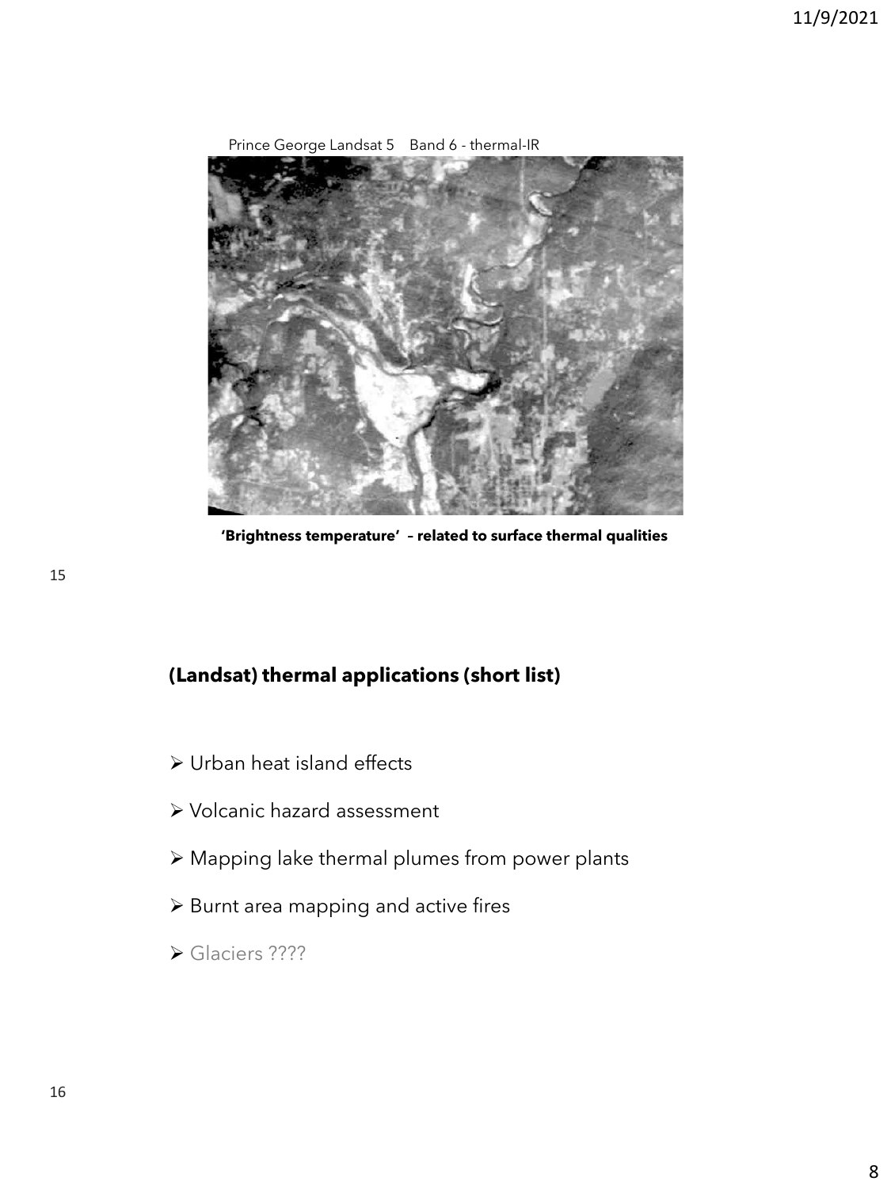Prince George Landsat 5 Band 6 - thermal-IR

**'Brightness temperature' – related to surface thermal qualities**

## (Landsat) thermal applications (short list)

- Urban heat island effects
- Volcanic hazard assessment
- Mapping lake thermal plumes from power plants
- Burnt area mapping and active fires
- Glaciers ????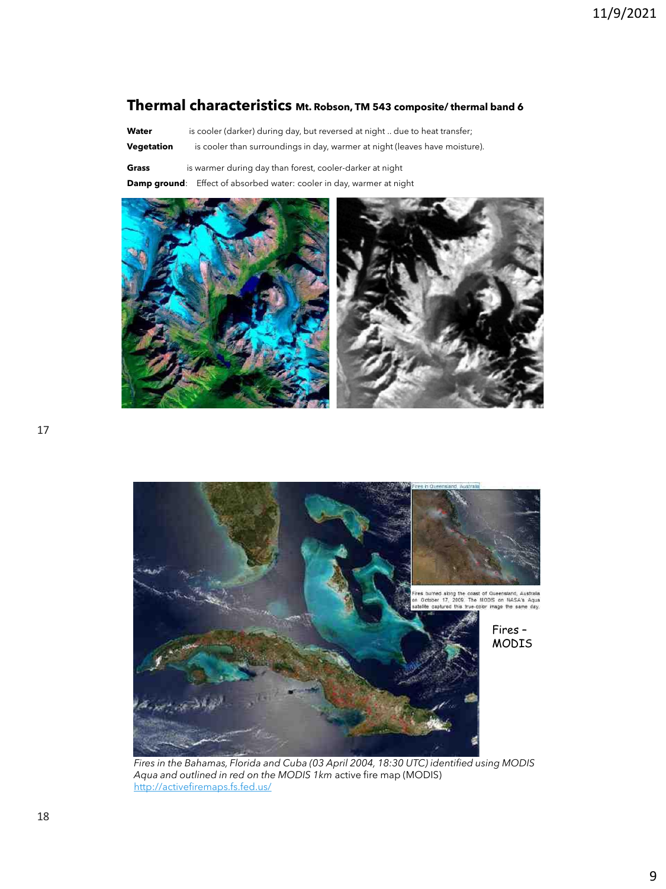## Thermal characteristics Mt. Robson, TM 543 composite/ thermal band 6

**Water** is cooler (darker) during day, but reversed at night .. due to heat transfer;

**Vegetation** is cooler than surroundings in day, warmer at night (leaves have moisture).

**Grass** is warmer during day than forest, cooler-darker at night

**Damp ground**: Effect of absorbed water: cooler in day, warmer at night

Fires in Queensland, Australia

Fires burned along the coast of Queensland, Australia on October 17, 2009. The MODIS on NASA's Aqua satellite captured this true-color image the same day.

Fires – MODIS

*Fires in the Bahamas, Florida and Cuba (03 April 2004, 18:30 UTC) identified using MODIS Aqua and outlined in red on the MODIS 1km* active fire map (MODIS) http://activefiremaps.fs.fed.us/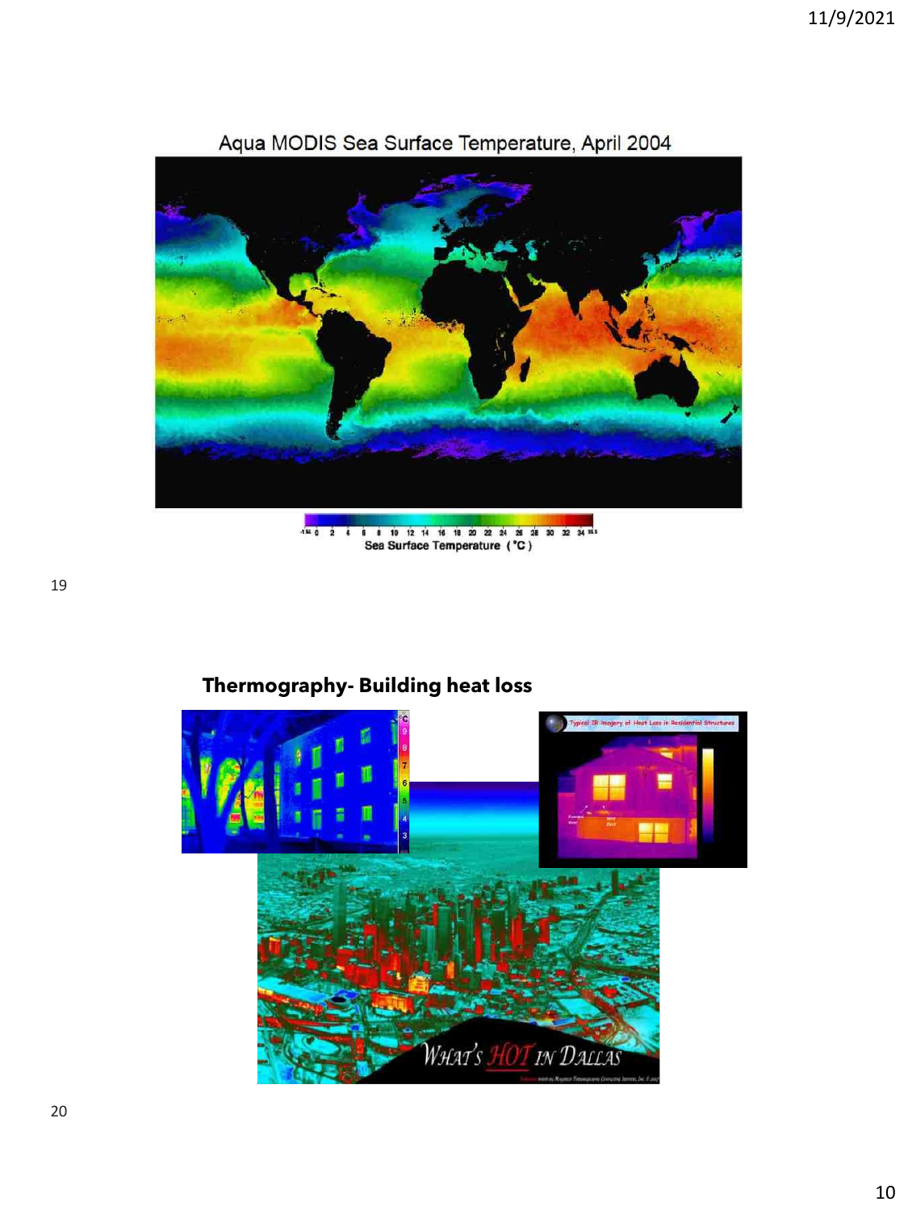Aqua MODIS Sea Surface Temperature, April 2004

Sea Surface Temperature (°C)

## Thermography- Building heat loss

Typical IR Imagery of Heat Loss in Residential Structures

WHAT'S HOT IN DALLAS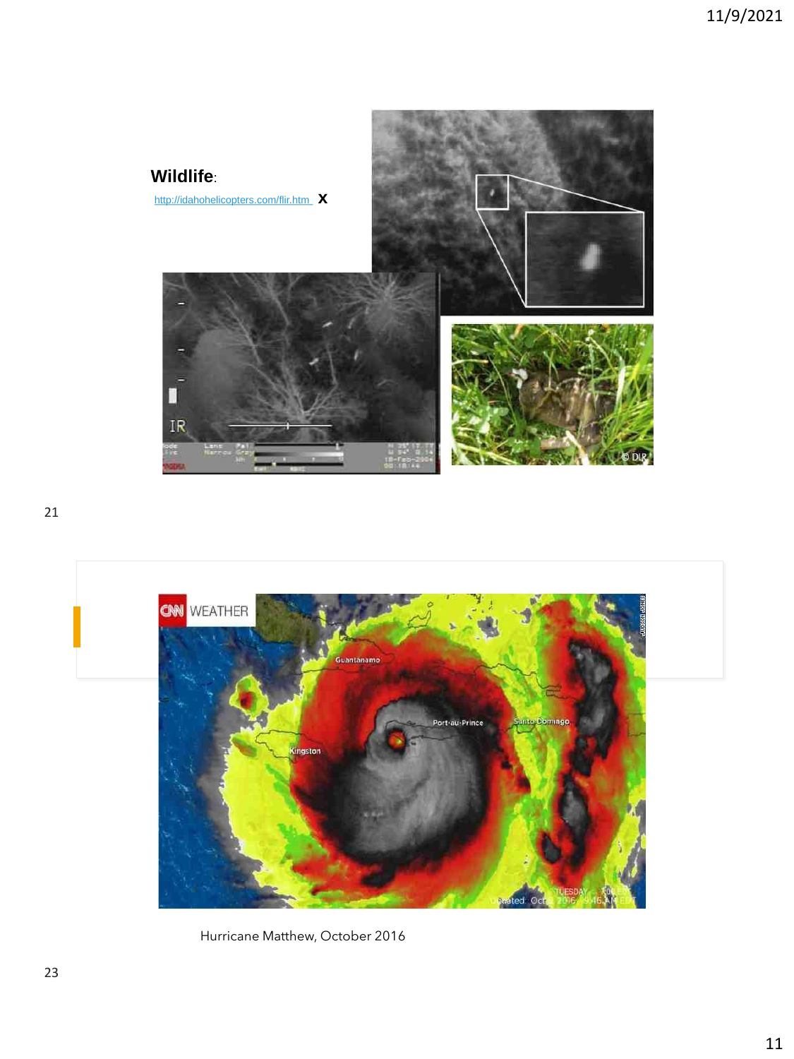**Wildlife**:

http://idahohelicopters.com/flir.htm X

Hurricane Matthew, October 2016